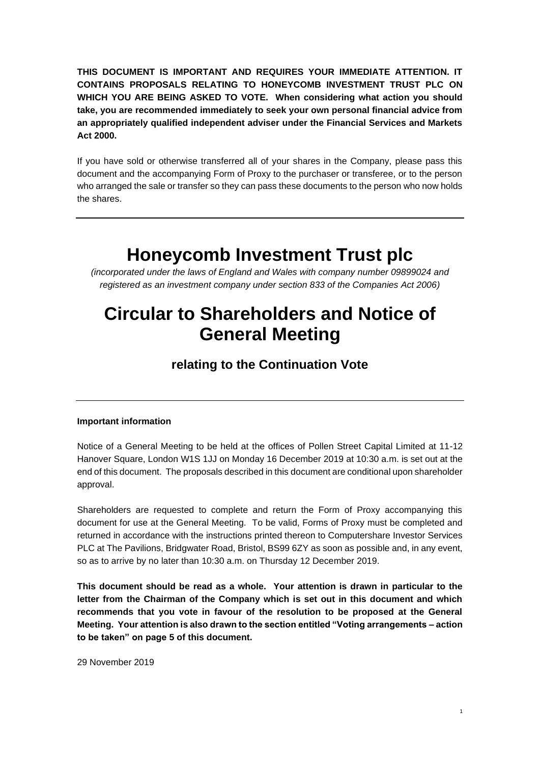**THIS DOCUMENT IS IMPORTANT AND REQUIRES YOUR IMMEDIATE ATTENTION. IT CONTAINS PROPOSALS RELATING TO HONEYCOMB INVESTMENT TRUST PLC ON WHICH YOU ARE BEING ASKED TO VOTE. When considering what action you should take, you are recommended immediately to seek your own personal financial advice from an appropriately qualified independent adviser under the Financial Services and Markets Act 2000.**

If you have sold or otherwise transferred all of your shares in the Company, please pass this document and the accompanying Form of Proxy to the purchaser or transferee, or to the person who arranged the sale or transfer so they can pass these documents to the person who now holds the shares.

---

# Honeycomb Investment Trust plc

*(incorporated under the laws of England and Wales with company number 09899024 and registered as an investment company under section 833 of the Companies Act 2006)*

# Circular to Shareholders and Notice of General Meeting

## relating to the Continuation Vote

---

**Important information**

Notice of a General Meeting to be held at the offices of Pollen Street Capital Limited at 11-12 Hanover Square, London W1S 1JJ on Monday 16 December 2019 at 10:30 a.m. is set out at the end of this document. The proposals described in this document are conditional upon shareholder approval.

Shareholders are requested to complete and return the Form of Proxy accompanying this document for use at the General Meeting. To be valid, Forms of Proxy must be completed and returned in accordance with the instructions printed thereon to Computershare Investor Services PLC at The Pavilions, Bridgwater Road, Bristol, BS99 6ZY as soon as possible and, in any event, so as to arrive by no later than 10:30 a.m. on Thursday 12 December 2019.

**This document should be read as a whole. Your attention is drawn in particular to the letter from the Chairman of the Company which is set out in this document and which recommends that you vote in favour of the resolution to be proposed at the General Meeting. Your attention is also drawn to the section entitled "Voting arrangements – action to be taken" on page 5 of this document.**

29 November 2019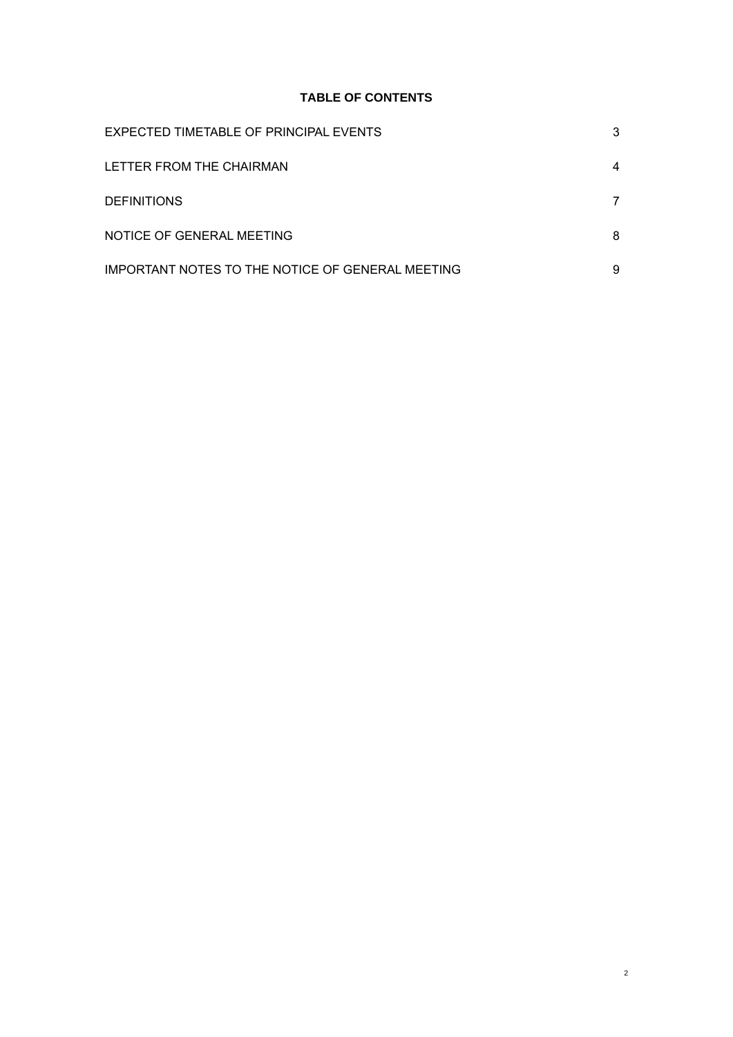**TABLE OF CONTENTS**

| | |
|---|---|
| EXPECTED TIMETABLE OF PRINCIPAL EVENTS | 3 |
| LETTER FROM THE CHAIRMAN | 4 |
| DEFINITIONS | 7 |
| NOTICE OF GENERAL MEETING | 8 |
| IMPORTANT NOTES TO THE NOTICE OF GENERAL MEETING | 9 |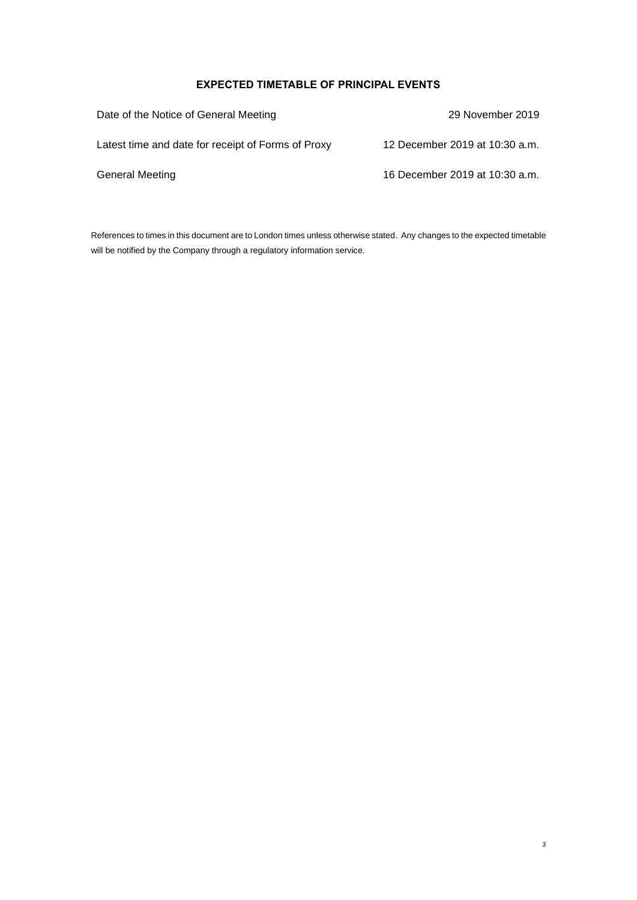## EXPECTED TIMETABLE OF PRINCIPAL EVENTS

| | |
|---|---|
| Date of the Notice of General Meeting | 29 November 2019 |
| Latest time and date for receipt of Forms of Proxy | 12 December 2019 at 10:30 a.m. |
| General Meeting | 16 December 2019 at 10:30 a.m. |

References to times in this document are to London times unless otherwise stated. Any changes to the expected timetable will be notified by the Company through a regulatory information service.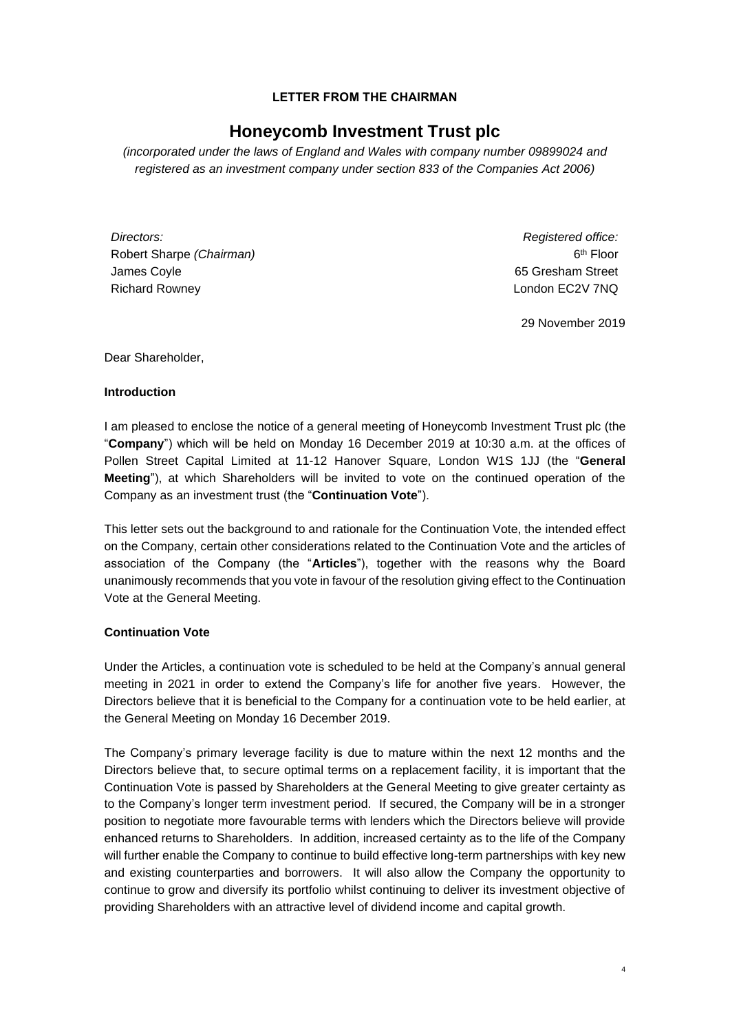**LETTER FROM THE CHAIRMAN**

# Honeycomb Investment Trust plc

*(incorporated under the laws of England and Wales with company number 09899024 and registered as an investment company under section 833 of the Companies Act 2006)*

*Directors:*
Robert Sharpe *(Chairman)*
James Coyle
Richard Rowney

*Registered office:*
6th Floor
65 Gresham Street
London EC2V 7NQ

29 November 2019

Dear Shareholder,

**Introduction**

I am pleased to enclose the notice of a general meeting of Honeycomb Investment Trust plc (the "**Company**") which will be held on Monday 16 December 2019 at 10:30 a.m. at the offices of Pollen Street Capital Limited at 11-12 Hanover Square, London W1S 1JJ (the "**General Meeting**"), at which Shareholders will be invited to vote on the continued operation of the Company as an investment trust (the "**Continuation Vote**").

This letter sets out the background to and rationale for the Continuation Vote, the intended effect on the Company, certain other considerations related to the Continuation Vote and the articles of association of the Company (the "**Articles**"), together with the reasons why the Board unanimously recommends that you vote in favour of the resolution giving effect to the Continuation Vote at the General Meeting.

**Continuation Vote**

Under the Articles, a continuation vote is scheduled to be held at the Company's annual general meeting in 2021 in order to extend the Company's life for another five years. However, the Directors believe that it is beneficial to the Company for a continuation vote to be held earlier, at the General Meeting on Monday 16 December 2019.

The Company's primary leverage facility is due to mature within the next 12 months and the Directors believe that, to secure optimal terms on a replacement facility, it is important that the Continuation Vote is passed by Shareholders at the General Meeting to give greater certainty as to the Company's longer term investment period. If secured, the Company will be in a stronger position to negotiate more favourable terms with lenders which the Directors believe will provide enhanced returns to Shareholders. In addition, increased certainty as to the life of the Company will further enable the Company to continue to build effective long-term partnerships with key new and existing counterparties and borrowers. It will also allow the Company the opportunity to continue to grow and diversify its portfolio whilst continuing to deliver its investment objective of providing Shareholders with an attractive level of dividend income and capital growth.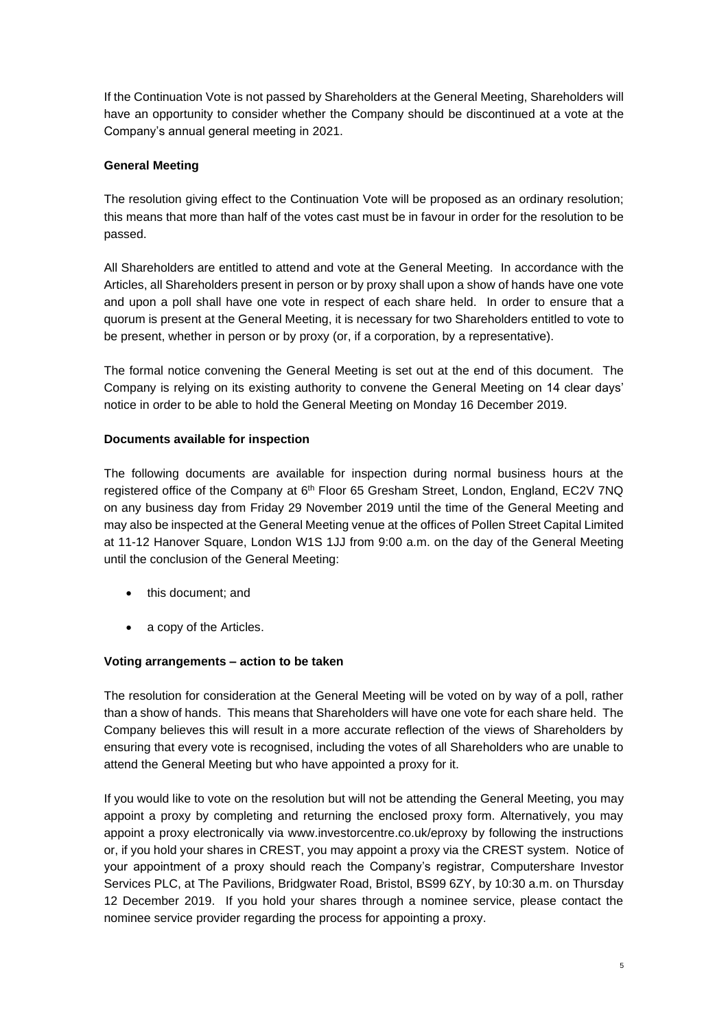If the Continuation Vote is not passed by Shareholders at the General Meeting, Shareholders will have an opportunity to consider whether the Company should be discontinued at a vote at the Company's annual general meeting in 2021.

**General Meeting**

The resolution giving effect to the Continuation Vote will be proposed as an ordinary resolution; this means that more than half of the votes cast must be in favour in order for the resolution to be passed.

All Shareholders are entitled to attend and vote at the General Meeting. In accordance with the Articles, all Shareholders present in person or by proxy shall upon a show of hands have one vote and upon a poll shall have one vote in respect of each share held. In order to ensure that a quorum is present at the General Meeting, it is necessary for two Shareholders entitled to vote to be present, whether in person or by proxy (or, if a corporation, by a representative).

The formal notice convening the General Meeting is set out at the end of this document. The Company is relying on its existing authority to convene the General Meeting on 14 clear days' notice in order to be able to hold the General Meeting on Monday 16 December 2019.

**Documents available for inspection**

The following documents are available for inspection during normal business hours at the registered office of the Company at 6th Floor 65 Gresham Street, London, England, EC2V 7NQ on any business day from Friday 29 November 2019 until the time of the General Meeting and may also be inspected at the General Meeting venue at the offices of Pollen Street Capital Limited at 11-12 Hanover Square, London W1S 1JJ from 9:00 a.m. on the day of the General Meeting until the conclusion of the General Meeting:

- this document; and
- a copy of the Articles.

**Voting arrangements – action to be taken**

The resolution for consideration at the General Meeting will be voted on by way of a poll, rather than a show of hands. This means that Shareholders will have one vote for each share held. The Company believes this will result in a more accurate reflection of the views of Shareholders by ensuring that every vote is recognised, including the votes of all Shareholders who are unable to attend the General Meeting but who have appointed a proxy for it.

If you would like to vote on the resolution but will not be attending the General Meeting, you may appoint a proxy by completing and returning the enclosed proxy form. Alternatively, you may appoint a proxy electronically via www.investorcentre.co.uk/eproxy by following the instructions or, if you hold your shares in CREST, you may appoint a proxy via the CREST system. Notice of your appointment of a proxy should reach the Company's registrar, Computershare Investor Services PLC, at The Pavilions, Bridgwater Road, Bristol, BS99 6ZY, by 10:30 a.m. on Thursday 12 December 2019. If you hold your shares through a nominee service, please contact the nominee service provider regarding the process for appointing a proxy.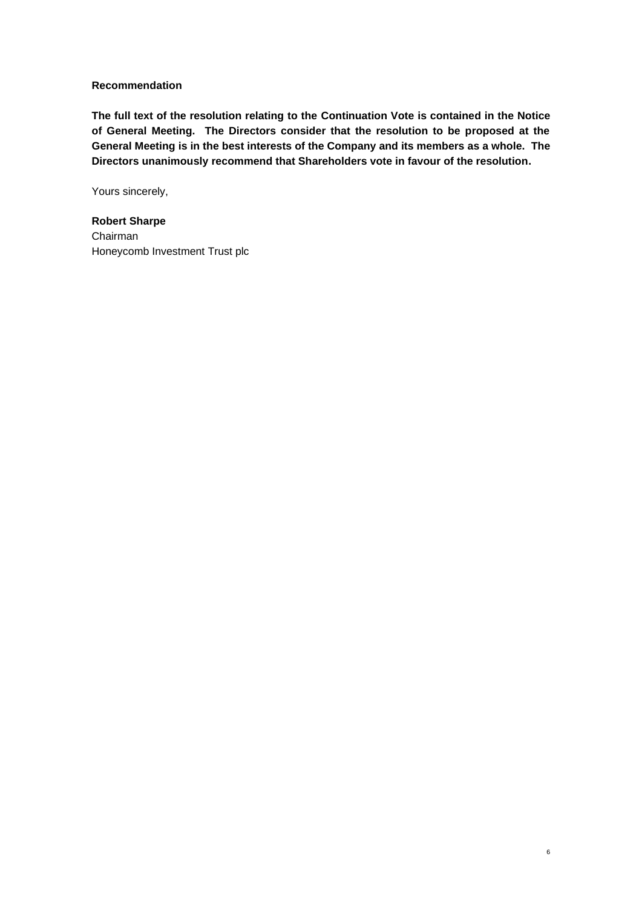**Recommendation**

**The full text of the resolution relating to the Continuation Vote is contained in the Notice of General Meeting. The Directors consider that the resolution to be proposed at the General Meeting is in the best interests of the Company and its members as a whole. The Directors unanimously recommend that Shareholders vote in favour of the resolution.**

Yours sincerely,

**Robert Sharpe**
Chairman
Honeycomb Investment Trust plc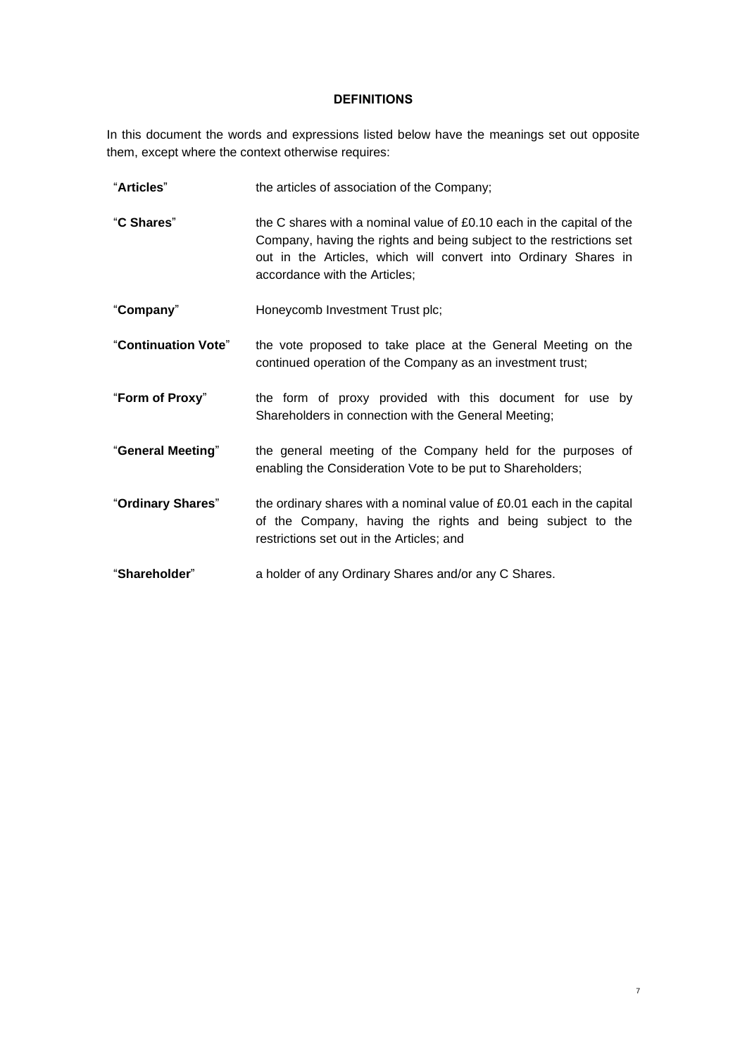## DEFINITIONS

In this document the words and expressions listed below have the meanings set out opposite them, except where the context otherwise requires:

| | |
|---|---|
| "**Articles**" | the articles of association of the Company; |
| "**C Shares**" | the C shares with a nominal value of £0.10 each in the capital of the Company, having the rights and being subject to the restrictions set out in the Articles, which will convert into Ordinary Shares in accordance with the Articles; |
| "**Company**" | Honeycomb Investment Trust plc; |
| "**Continuation Vote**" | the vote proposed to take place at the General Meeting on the continued operation of the Company as an investment trust; |
| "**Form of Proxy**" | the form of proxy provided with this document for use by Shareholders in connection with the General Meeting; |
| "**General Meeting**" | the general meeting of the Company held for the purposes of enabling the Consideration Vote to be put to Shareholders; |
| "**Ordinary Shares**" | the ordinary shares with a nominal value of £0.01 each in the capital of the Company, having the rights and being subject to the restrictions set out in the Articles; and |
| "**Shareholder**" | a holder of any Ordinary Shares and/or any C Shares. |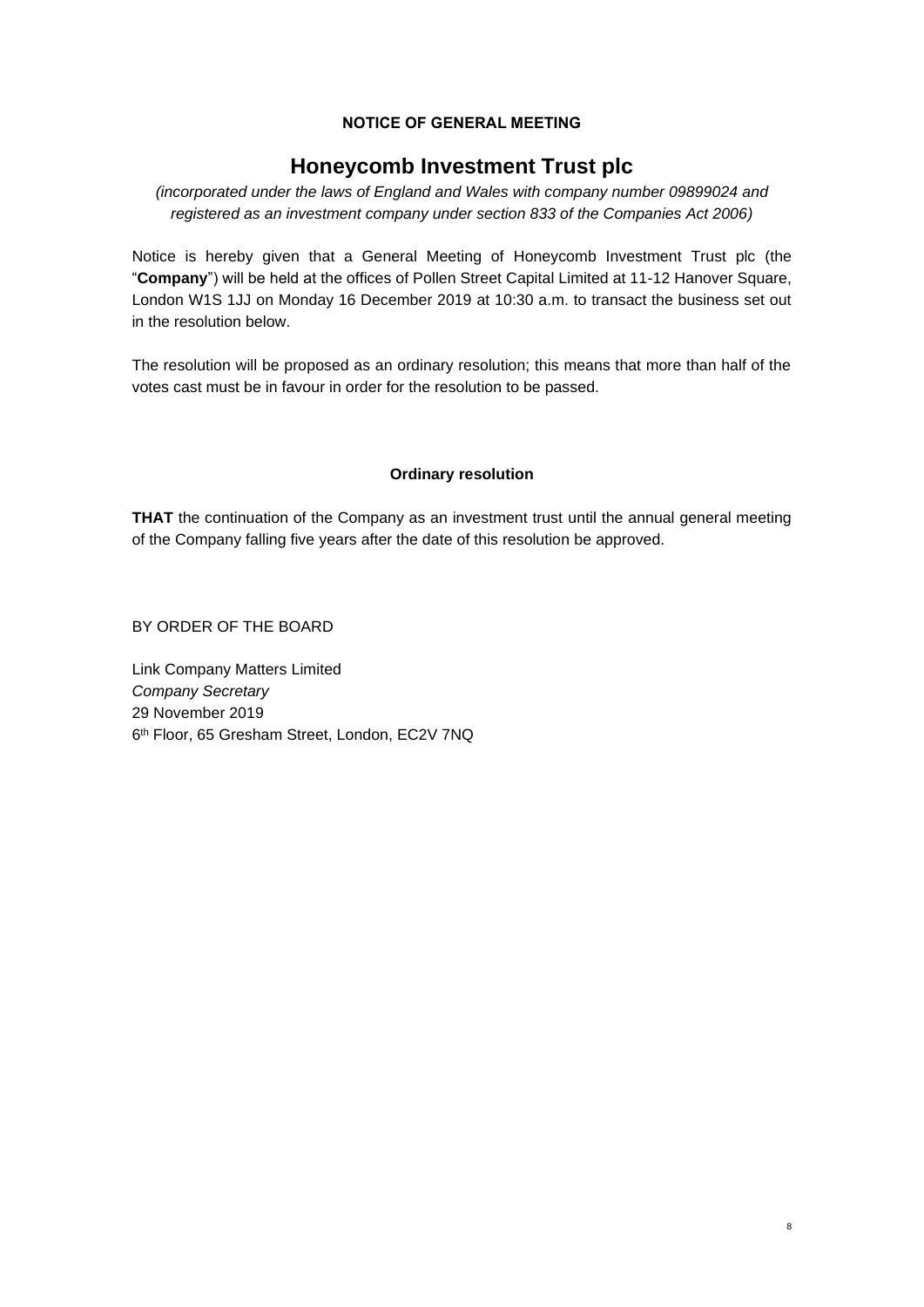**NOTICE OF GENERAL MEETING**

# Honeycomb Investment Trust plc

*(incorporated under the laws of England and Wales with company number 09899024 and registered as an investment company under section 833 of the Companies Act 2006)*

Notice is hereby given that a General Meeting of Honeycomb Investment Trust plc (the "**Company**") will be held at the offices of Pollen Street Capital Limited at 11-12 Hanover Square, London W1S 1JJ on Monday 16 December 2019 at 10:30 a.m. to transact the business set out in the resolution below.

The resolution will be proposed as an ordinary resolution; this means that more than half of the votes cast must be in favour in order for the resolution to be passed.

**Ordinary resolution**

**THAT** the continuation of the Company as an investment trust until the annual general meeting of the Company falling five years after the date of this resolution be approved.

BY ORDER OF THE BOARD

Link Company Matters Limited
*Company Secretary*
29 November 2019
6th Floor, 65 Gresham Street, London, EC2V 7NQ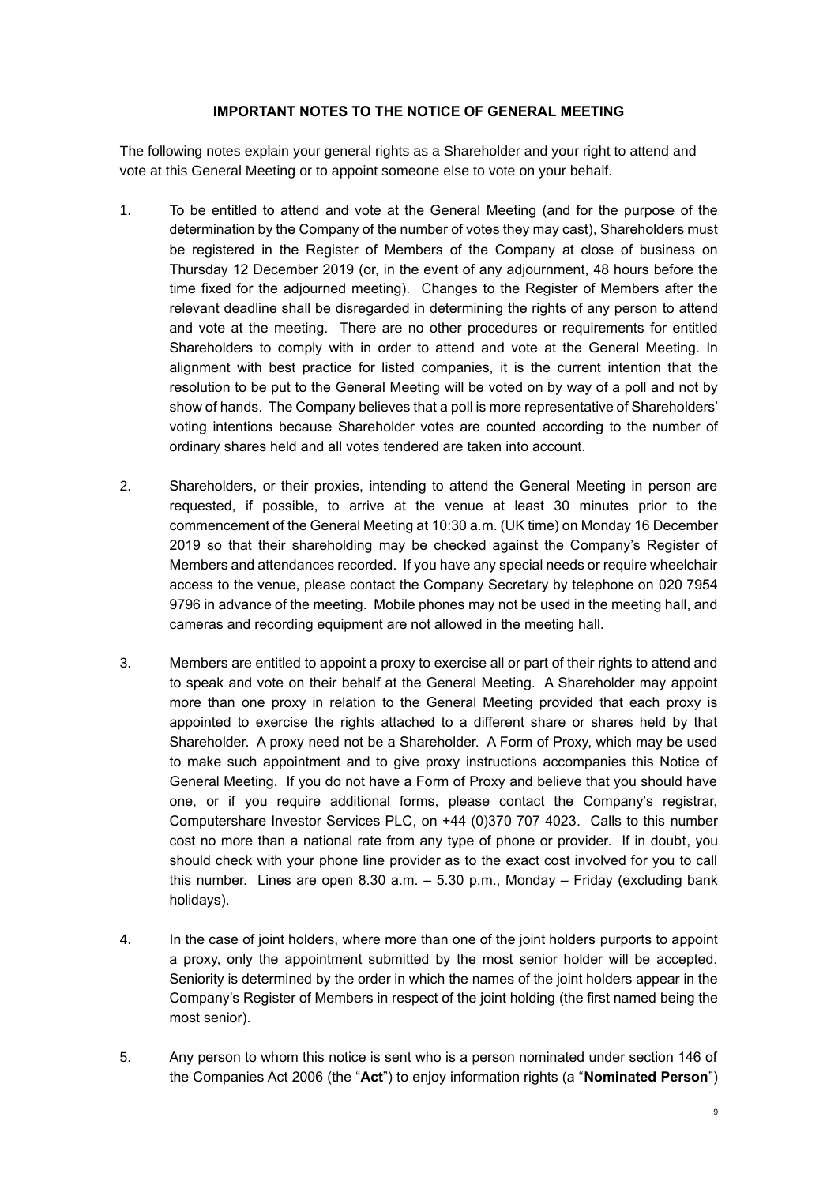**IMPORTANT NOTES TO THE NOTICE OF GENERAL MEETING**

The following notes explain your general rights as a Shareholder and your right to attend and vote at this General Meeting or to appoint someone else to vote on your behalf.

1. To be entitled to attend and vote at the General Meeting (and for the purpose of the determination by the Company of the number of votes they may cast), Shareholders must be registered in the Register of Members of the Company at close of business on Thursday 12 December 2019 (or, in the event of any adjournment, 48 hours before the time fixed for the adjourned meeting). Changes to the Register of Members after the relevant deadline shall be disregarded in determining the rights of any person to attend and vote at the meeting. There are no other procedures or requirements for entitled Shareholders to comply with in order to attend and vote at the General Meeting. In alignment with best practice for listed companies, it is the current intention that the resolution to be put to the General Meeting will be voted on by way of a poll and not by show of hands. The Company believes that a poll is more representative of Shareholders' voting intentions because Shareholder votes are counted according to the number of ordinary shares held and all votes tendered are taken into account.

2. Shareholders, or their proxies, intending to attend the General Meeting in person are requested, if possible, to arrive at the venue at least 30 minutes prior to the commencement of the General Meeting at 10:30 a.m. (UK time) on Monday 16 December 2019 so that their shareholding may be checked against the Company's Register of Members and attendances recorded. If you have any special needs or require wheelchair access to the venue, please contact the Company Secretary by telephone on 020 7954 9796 in advance of the meeting. Mobile phones may not be used in the meeting hall, and cameras and recording equipment are not allowed in the meeting hall.

3. Members are entitled to appoint a proxy to exercise all or part of their rights to attend and to speak and vote on their behalf at the General Meeting. A Shareholder may appoint more than one proxy in relation to the General Meeting provided that each proxy is appointed to exercise the rights attached to a different share or shares held by that Shareholder. A proxy need not be a Shareholder. A Form of Proxy, which may be used to make such appointment and to give proxy instructions accompanies this Notice of General Meeting. If you do not have a Form of Proxy and believe that you should have one, or if you require additional forms, please contact the Company's registrar, Computershare Investor Services PLC, on +44 (0)370 707 4023. Calls to this number cost no more than a national rate from any type of phone or provider. If in doubt, you should check with your phone line provider as to the exact cost involved for you to call this number. Lines are open 8.30 a.m. – 5.30 p.m., Monday – Friday (excluding bank holidays).

4. In the case of joint holders, where more than one of the joint holders purports to appoint a proxy, only the appointment submitted by the most senior holder will be accepted. Seniority is determined by the order in which the names of the joint holders appear in the Company's Register of Members in respect of the joint holding (the first named being the most senior).

5. Any person to whom this notice is sent who is a person nominated under section 146 of the Companies Act 2006 (the "**Act**") to enjoy information rights (a "**Nominated Person**")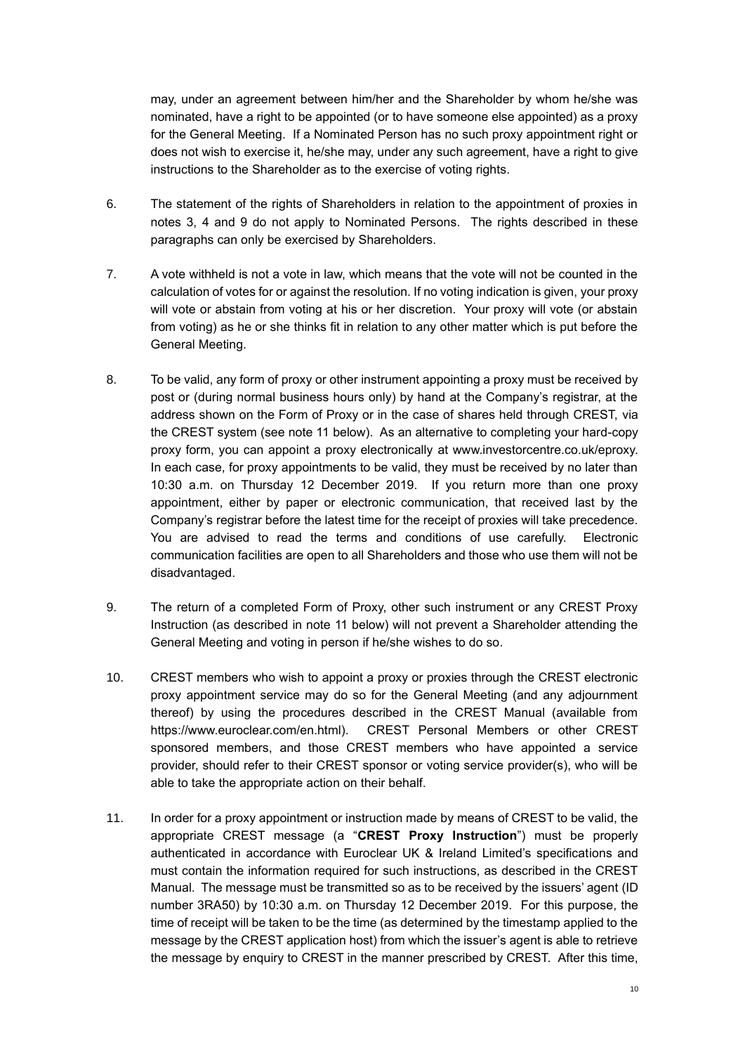may, under an agreement between him/her and the Shareholder by whom he/she was nominated, have a right to be appointed (or to have someone else appointed) as a proxy for the General Meeting. If a Nominated Person has no such proxy appointment right or does not wish to exercise it, he/she may, under any such agreement, have a right to give instructions to the Shareholder as to the exercise of voting rights.

6. The statement of the rights of Shareholders in relation to the appointment of proxies in notes 3, 4 and 9 do not apply to Nominated Persons. The rights described in these paragraphs can only be exercised by Shareholders.

7. A vote withheld is not a vote in law, which means that the vote will not be counted in the calculation of votes for or against the resolution. If no voting indication is given, your proxy will vote or abstain from voting at his or her discretion. Your proxy will vote (or abstain from voting) as he or she thinks fit in relation to any other matter which is put before the General Meeting.

8. To be valid, any form of proxy or other instrument appointing a proxy must be received by post or (during normal business hours only) by hand at the Company's registrar, at the address shown on the Form of Proxy or in the case of shares held through CREST, via the CREST system (see note 11 below). As an alternative to completing your hard-copy proxy form, you can appoint a proxy electronically at www.investorcentre.co.uk/eproxy. In each case, for proxy appointments to be valid, they must be received by no later than 10:30 a.m. on Thursday 12 December 2019. If you return more than one proxy appointment, either by paper or electronic communication, that received last by the Company's registrar before the latest time for the receipt of proxies will take precedence. You are advised to read the terms and conditions of use carefully. Electronic communication facilities are open to all Shareholders and those who use them will not be disadvantaged.

9. The return of a completed Form of Proxy, other such instrument or any CREST Proxy Instruction (as described in note 11 below) will not prevent a Shareholder attending the General Meeting and voting in person if he/she wishes to do so.

10. CREST members who wish to appoint a proxy or proxies through the CREST electronic proxy appointment service may do so for the General Meeting (and any adjournment thereof) by using the procedures described in the CREST Manual (available from https://www.euroclear.com/en.html). CREST Personal Members or other CREST sponsored members, and those CREST members who have appointed a service provider, should refer to their CREST sponsor or voting service provider(s), who will be able to take the appropriate action on their behalf.

11. In order for a proxy appointment or instruction made by means of CREST to be valid, the appropriate CREST message (a "**CREST Proxy Instruction**") must be properly authenticated in accordance with Euroclear UK & Ireland Limited's specifications and must contain the information required for such instructions, as described in the CREST Manual. The message must be transmitted so as to be received by the issuers' agent (ID number 3RA50) by 10:30 a.m. on Thursday 12 December 2019. For this purpose, the time of receipt will be taken to be the time (as determined by the timestamp applied to the message by the CREST application host) from which the issuer's agent is able to retrieve the message by enquiry to CREST in the manner prescribed by CREST. After this time,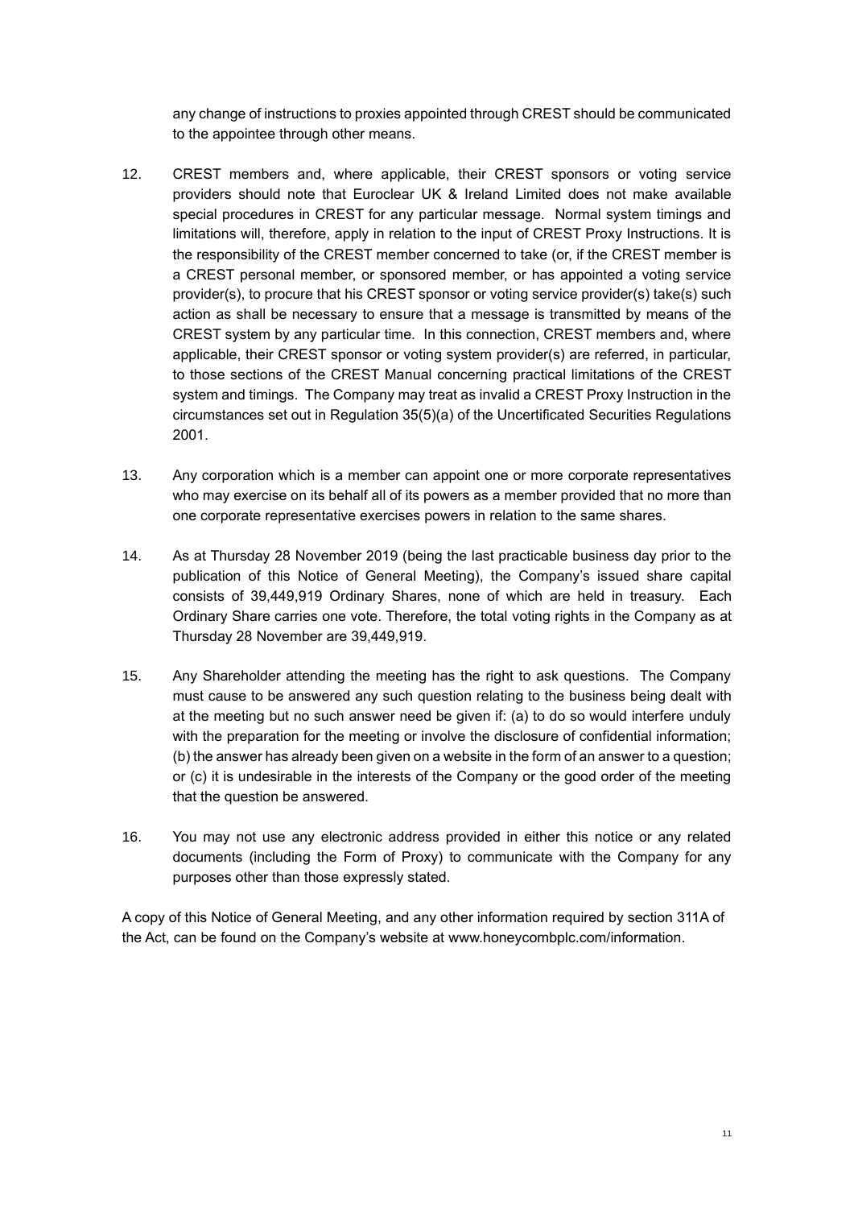any change of instructions to proxies appointed through CREST should be communicated to the appointee through other means.

12. CREST members and, where applicable, their CREST sponsors or voting service providers should note that Euroclear UK & Ireland Limited does not make available special procedures in CREST for any particular message. Normal system timings and limitations will, therefore, apply in relation to the input of CREST Proxy Instructions. It is the responsibility of the CREST member concerned to take (or, if the CREST member is a CREST personal member, or sponsored member, or has appointed a voting service provider(s), to procure that his CREST sponsor or voting service provider(s) take(s) such action as shall be necessary to ensure that a message is transmitted by means of the CREST system by any particular time. In this connection, CREST members and, where applicable, their CREST sponsor or voting system provider(s) are referred, in particular, to those sections of the CREST Manual concerning practical limitations of the CREST system and timings. The Company may treat as invalid a CREST Proxy Instruction in the circumstances set out in Regulation 35(5)(a) of the Uncertificated Securities Regulations 2001.

13. Any corporation which is a member can appoint one or more corporate representatives who may exercise on its behalf all of its powers as a member provided that no more than one corporate representative exercises powers in relation to the same shares.

14. As at Thursday 28 November 2019 (being the last practicable business day prior to the publication of this Notice of General Meeting), the Company's issued share capital consists of 39,449,919 Ordinary Shares, none of which are held in treasury. Each Ordinary Share carries one vote. Therefore, the total voting rights in the Company as at Thursday 28 November are 39,449,919.

15. Any Shareholder attending the meeting has the right to ask questions. The Company must cause to be answered any such question relating to the business being dealt with at the meeting but no such answer need be given if: (a) to do so would interfere unduly with the preparation for the meeting or involve the disclosure of confidential information; (b) the answer has already been given on a website in the form of an answer to a question; or (c) it is undesirable in the interests of the Company or the good order of the meeting that the question be answered.

16. You may not use any electronic address provided in either this notice or any related documents (including the Form of Proxy) to communicate with the Company for any purposes other than those expressly stated.

A copy of this Notice of General Meeting, and any other information required by section 311A of the Act, can be found on the Company's website at www.honeycombplc.com/information.